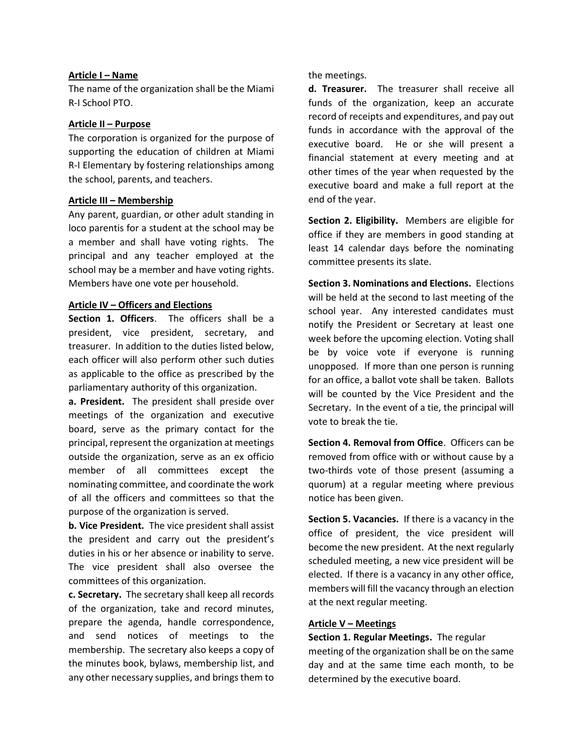## Article I – Name

The name of the organization shall be the Miami R-I School PTO.

## Article II – Purpose

The corporation is organized for the purpose of supporting the education of children at Miami R-I Elementary by fostering relationships among the school, parents, and teachers.

## Article III – Membership

Any parent, guardian, or other adult standing in loco parentis for a student at the school may be a member and shall have voting rights. The principal and any teacher employed at the school may be a member and have voting rights. Members have one vote per household.

## Article IV – Officers and Elections

**Section 1. Officers**. The officers shall be a president, vice president, secretary, and treasurer. In addition to the duties listed below, each officer will also perform other such duties as applicable to the office as prescribed by the parliamentary authority of this organization.

**a. President.** The president shall preside over meetings of the organization and executive board, serve as the primary contact for the principal, represent the organization at meetings outside the organization, serve as an ex officio member of all committees except the nominating committee, and coordinate the work of all the officers and committees so that the purpose of the organization is served.

**b. Vice President.** The vice president shall assist the president and carry out the president's duties in his or her absence or inability to serve. The vice president shall also oversee the committees of this organization.

**c. Secretary.** The secretary shall keep all records of the organization, take and record minutes, prepare the agenda, handle correspondence, and send notices of meetings to the membership. The secretary also keeps a copy of the minutes book, bylaws, membership list, and any other necessary supplies, and brings them to the meetings.

**d. Treasurer.** The treasurer shall receive all funds of the organization, keep an accurate record of receipts and expenditures, and pay out funds in accordance with the approval of the executive board. He or she will present a financial statement at every meeting and at other times of the year when requested by the executive board and make a full report at the end of the year.

**Section 2. Eligibility.** Members are eligible for office if they are members in good standing at least 14 calendar days before the nominating committee presents its slate.

**Section 3. Nominations and Elections.** Elections will be held at the second to last meeting of the school year. Any interested candidates must notify the President or Secretary at least one week before the upcoming election. Voting shall be by voice vote if everyone is running unopposed. If more than one person is running for an office, a ballot vote shall be taken. Ballots will be counted by the Vice President and the Secretary. In the event of a tie, the principal will vote to break the tie.

**Section 4. Removal from Office**. Officers can be removed from office with or without cause by a two-thirds vote of those present (assuming a quorum) at a regular meeting where previous notice has been given.

**Section 5. Vacancies.** If there is a vacancy in the office of president, the vice president will become the new president. At the next regularly scheduled meeting, a new vice president will be elected. If there is a vacancy in any other office, members will fill the vacancy through an election at the next regular meeting.

## Article V – Meetings

**Section 1. Regular Meetings.** The regular meeting of the organization shall be on the same day and at the same time each month, to be determined by the executive board.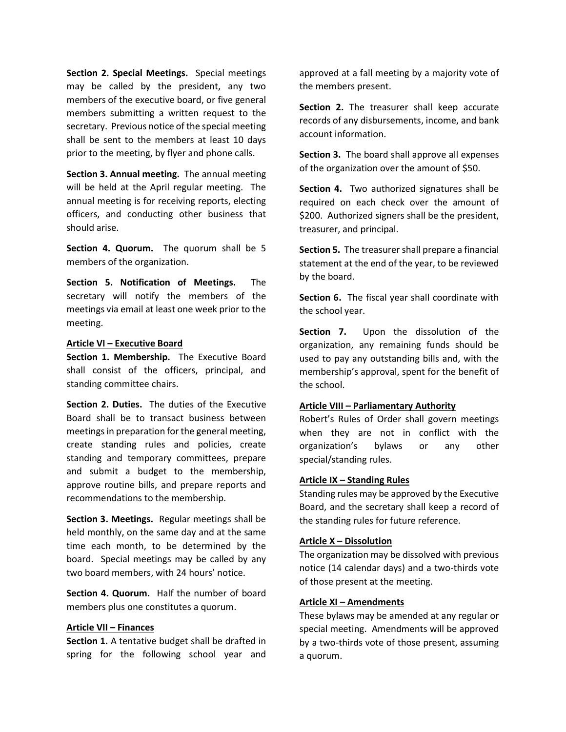**Section 2. Special Meetings.** Special meetings may be called by the president, any two members of the executive board, or five general members submitting a written request to the secretary. Previous notice of the special meeting shall be sent to the members at least 10 days prior to the meeting, by flyer and phone calls.

**Section 3. Annual meeting.** The annual meeting will be held at the April regular meeting. The annual meeting is for receiving reports, electing officers, and conducting other business that should arise.

**Section 4. Quorum.** The quorum shall be 5 members of the organization.

**Section 5. Notification of Meetings.** The secretary will notify the members of the meetings via email at least one week prior to the meeting.

## Article VI – Executive Board

**Section 1. Membership.** The Executive Board shall consist of the officers, principal, and standing committee chairs.

**Section 2. Duties.** The duties of the Executive Board shall be to transact business between meetings in preparation for the general meeting, create standing rules and policies, create standing and temporary committees, prepare and submit a budget to the membership, approve routine bills, and prepare reports and recommendations to the membership.

**Section 3. Meetings.** Regular meetings shall be held monthly, on the same day and at the same time each month, to be determined by the board. Special meetings may be called by any two board members, with 24 hours' notice.

**Section 4. Quorum.** Half the number of board members plus one constitutes a quorum.

## Article VII – Finances

**Section 1.** A tentative budget shall be drafted in spring for the following school year and approved at a fall meeting by a majority vote of the members present.

**Section 2.** The treasurer shall keep accurate records of any disbursements, income, and bank account information.

**Section 3.** The board shall approve all expenses of the organization over the amount of $50.

**Section 4.** Two authorized signatures shall be required on each check over the amount of $200. Authorized signers shall be the president, treasurer, and principal.

**Section 5.** The treasurer shall prepare a financial statement at the end of the year, to be reviewed by the board.

**Section 6.** The fiscal year shall coordinate with the school year.

**Section 7.** Upon the dissolution of the organization, any remaining funds should be used to pay any outstanding bills and, with the membership's approval, spent for the benefit of the school.

## Article VIII – Parliamentary Authority

Robert's Rules of Order shall govern meetings when they are not in conflict with the organization's bylaws or any other special/standing rules.

## Article IX – Standing Rules

Standing rules may be approved by the Executive Board, and the secretary shall keep a record of the standing rules for future reference.

## Article X – Dissolution

The organization may be dissolved with previous notice (14 calendar days) and a two-thirds vote of those present at the meeting.

## Article XI – Amendments

These bylaws may be amended at any regular or special meeting. Amendments will be approved by a two-thirds vote of those present, assuming a quorum.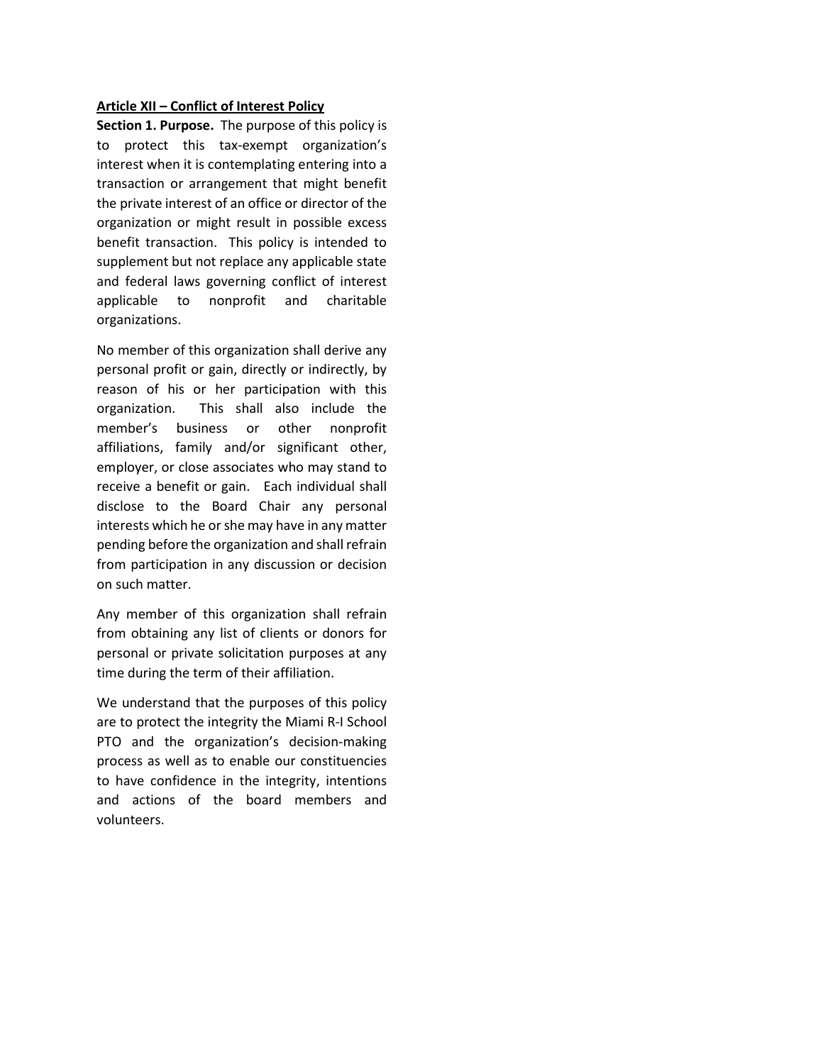**Article XII – Conflict of Interest Policy**

**Section 1. Purpose.** The purpose of this policy is to protect this tax-exempt organization's interest when it is contemplating entering into a transaction or arrangement that might benefit the private interest of an office or director of the organization or might result in possible excess benefit transaction. This policy is intended to supplement but not replace any applicable state and federal laws governing conflict of interest applicable to nonprofit and charitable organizations.

No member of this organization shall derive any personal profit or gain, directly or indirectly, by reason of his or her participation with this organization. This shall also include the member's business or other nonprofit affiliations, family and/or significant other, employer, or close associates who may stand to receive a benefit or gain. Each individual shall disclose to the Board Chair any personal interests which he or she may have in any matter pending before the organization and shall refrain from participation in any discussion or decision on such matter.

Any member of this organization shall refrain from obtaining any list of clients or donors for personal or private solicitation purposes at any time during the term of their affiliation.

We understand that the purposes of this policy are to protect the integrity the Miami R-I School PTO and the organization's decision-making process as well as to enable our constituencies to have confidence in the integrity, intentions and actions of the board members and volunteers.